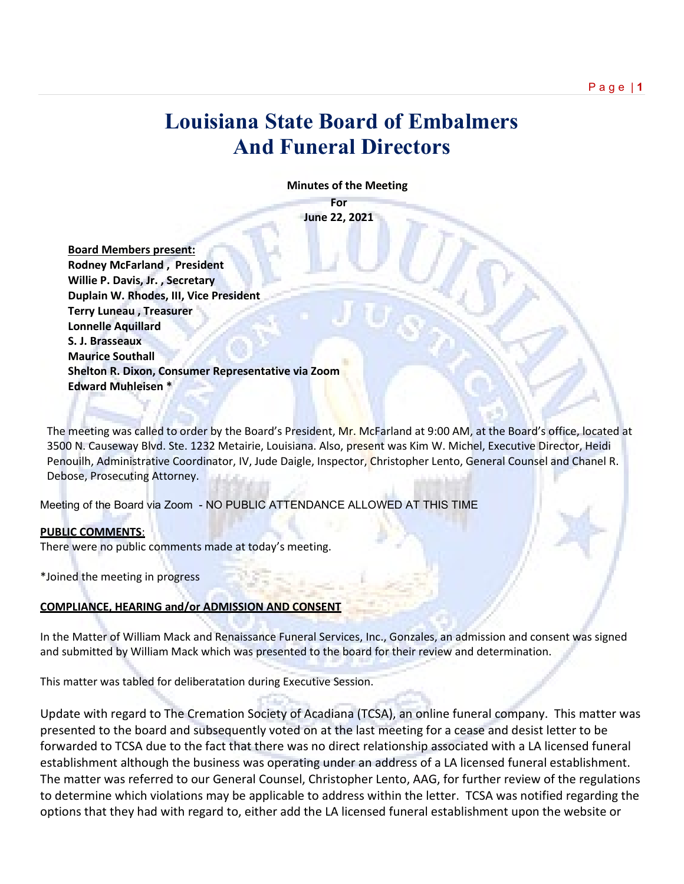# Louisiana State Board of Embalmers And Funeral Directors

**Minutes of the Meeting**
**For**
**June 22, 2021**

**Board Members present:**
**Rodney McFarland , President**
**Willie P. Davis, Jr. , Secretary**
**Duplain W. Rhodes, III, Vice President**
**Terry Luneau , Treasurer**
**Lonnelle Aquillard**
**S. J. Brasseaux**
**Maurice Southall**
**Shelton R. Dixon, Consumer Representative via Zoom**
**Edward Muhleisen ***

The meeting was called to order by the Board's President, Mr. McFarland at 9:00 AM, at the Board's office, located at 3500 N. Causeway Blvd. Ste. 1232 Metairie, Louisiana. Also, present was Kim W. Michel, Executive Director, Heidi Penouilh, Administrative Coordinator, IV, Jude Daigle, Inspector, Christopher Lento, General Counsel and Chanel R. Debose, Prosecuting Attorney.

Meeting of the Board via Zoom - NO PUBLIC ATTENDANCE ALLOWED AT THIS TIME

**PUBLIC COMMENTS**:
There were no public comments made at today's meeting.

*Joined the meeting in progress

**COMPLIANCE, HEARING and/or ADMISSION AND CONSENT**

In the Matter of William Mack and Renaissance Funeral Services, Inc., Gonzales, an admission and consent was signed and submitted by William Mack which was presented to the board for their review and determination.

This matter was tabled for deliberatation during Executive Session.

Update with regard to The Cremation Society of Acadiana (TCSA), an online funeral company. This matter was presented to the board and subsequently voted on at the last meeting for a cease and desist letter to be forwarded to TCSA due to the fact that there was no direct relationship associated with a LA licensed funeral establishment although the business was operating under an address of a LA licensed funeral establishment. The matter was referred to our General Counsel, Christopher Lento, AAG, for further review of the regulations to determine which violations may be applicable to address within the letter. TCSA was notified regarding the options that they had with regard to, either add the LA licensed funeral establishment upon the website or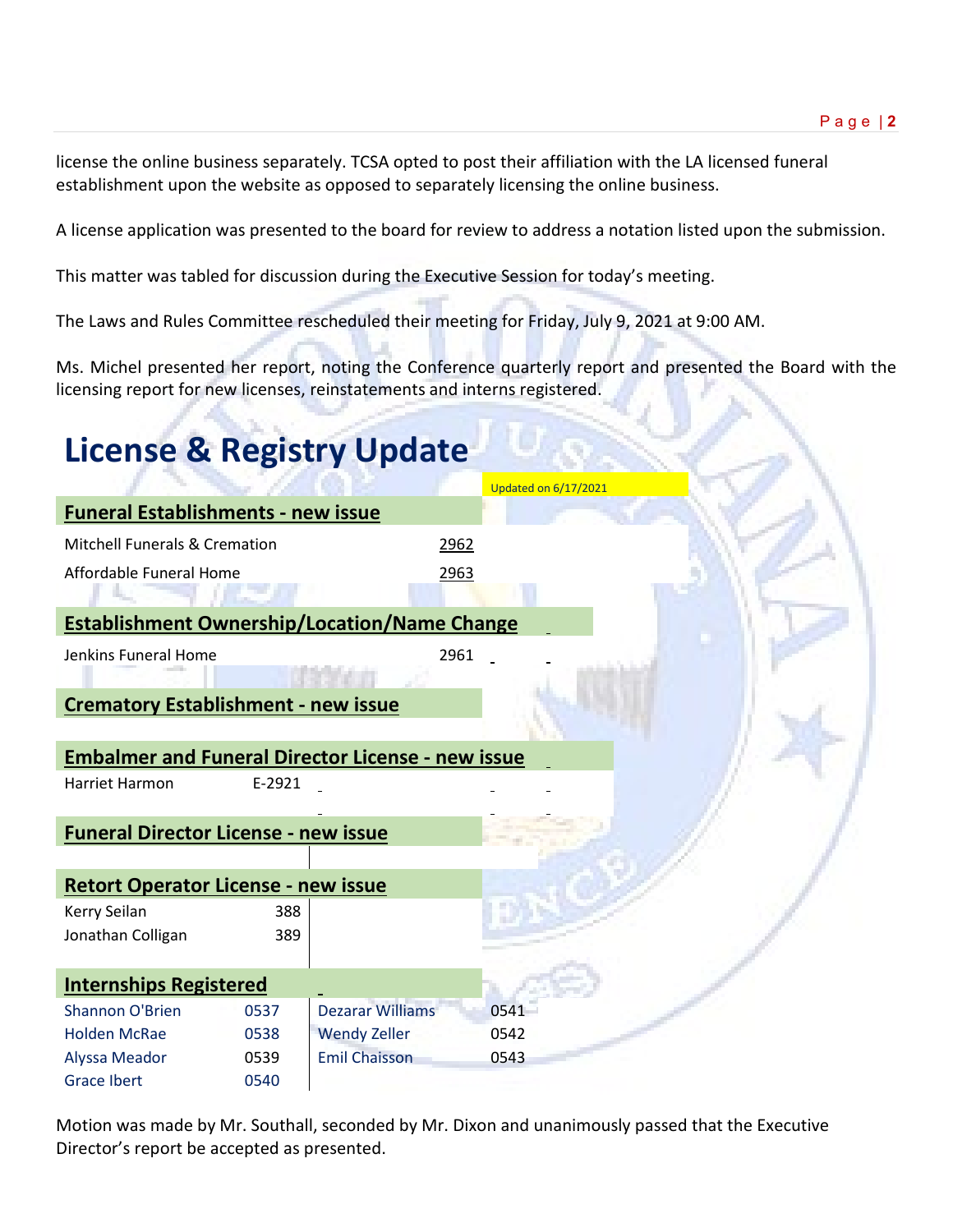license the online business separately. TCSA opted to post their affiliation with the LA licensed funeral establishment upon the website as opposed to separately licensing the online business.

A license application was presented to the board for review to address a notation listed upon the submission.

This matter was tabled for discussion during the Executive Session for today's meeting.

The Laws and Rules Committee rescheduled their meeting for Friday, July 9, 2021 at 9:00 AM.

Ms. Michel presented her report, noting the Conference quarterly report and presented the Board with the licensing report for new licenses, reinstatements and interns registered.

# License & Registry Update

Updated on 6/17/2021

## Funeral Establishments - new issue

| Name | Number |
|---|---|
| Mitchell Funerals & Cremation | 2962 |
| Affordable Funeral Home | 2963 |

## Establishment Ownership/Location/Name Change

| Name | Number |
|---|---|
| Jenkins Funeral Home | 2961 |

## Crematory Establishment - new issue

## Embalmer and Funeral Director License - new issue

| Name | Number |
|---|---|
| Harriet Harmon | E-2921 |

## Funeral Director License - new issue

## Retort Operator License - new issue

| Name | Number |
|---|---|
| Kerry Seilan | 388 |
| Jonathan Colligan | 389 |

## Internships Registered

| Name | Number | Name | Number |
|---|---|---|---|
| Shannon O'Brien | 0537 | Dezarar Williams | 0541 |
| Holden McRae | 0538 | Wendy Zeller | 0542 |
| Alyssa Meador | 0539 | Emil Chaisson | 0543 |
| Grace Ibert | 0540 | | |

Motion was made by Mr. Southall, seconded by Mr. Dixon and unanimously passed that the Executive Director's report be accepted as presented.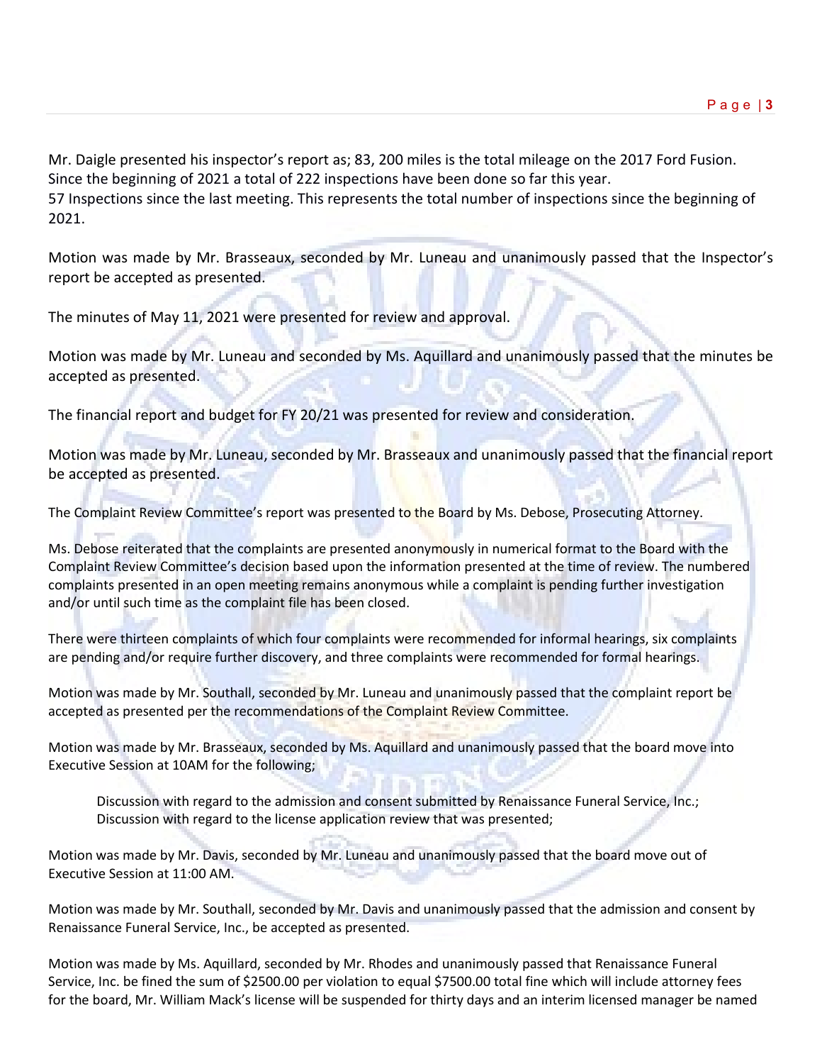Mr. Daigle presented his inspector's report as; 83, 200 miles is the total mileage on the 2017 Ford Fusion. Since the beginning of 2021 a total of 222 inspections have been done so far this year.
57 Inspections since the last meeting. This represents the total number of inspections since the beginning of 2021.

Motion was made by Mr. Brasseaux, seconded by Mr. Luneau and unanimously passed that the Inspector's report be accepted as presented.

The minutes of May 11, 2021 were presented for review and approval.

Motion was made by Mr. Luneau and seconded by Ms. Aquillard and unanimously passed that the minutes be accepted as presented.

The financial report and budget for FY 20/21 was presented for review and consideration.

Motion was made by Mr. Luneau, seconded by Mr. Brasseaux and unanimously passed that the financial report be accepted as presented.

The Complaint Review Committee's report was presented to the Board by Ms. Debose, Prosecuting Attorney.

Ms. Debose reiterated that the complaints are presented anonymously in numerical format to the Board with the Complaint Review Committee's decision based upon the information presented at the time of review. The numbered complaints presented in an open meeting remains anonymous while a complaint is pending further investigation and/or until such time as the complaint file has been closed.

There were thirteen complaints of which four complaints were recommended for informal hearings, six complaints are pending and/or require further discovery, and three complaints were recommended for formal hearings.

Motion was made by Mr. Southall, seconded by Mr. Luneau and unanimously passed that the complaint report be accepted as presented per the recommendations of the Complaint Review Committee.

Motion was made by Mr. Brasseaux, seconded by Ms. Aquillard and unanimously passed that the board move into Executive Session at 10AM for the following;

> Discussion with regard to the admission and consent submitted by Renaissance Funeral Service, Inc.;
> Discussion with regard to the license application review that was presented;

Motion was made by Mr. Davis, seconded by Mr. Luneau and unanimously passed that the board move out of Executive Session at 11:00 AM.

Motion was made by Mr. Southall, seconded by Mr. Davis and unanimously passed that the admission and consent by Renaissance Funeral Service, Inc., be accepted as presented.

Motion was made by Ms. Aquillard, seconded by Mr. Rhodes and unanimously passed that Renaissance Funeral Service, Inc. be fined the sum of $2500.00 per violation to equal $7500.00 total fine which will include attorney fees for the board, Mr. William Mack's license will be suspended for thirty days and an interim licensed manager be named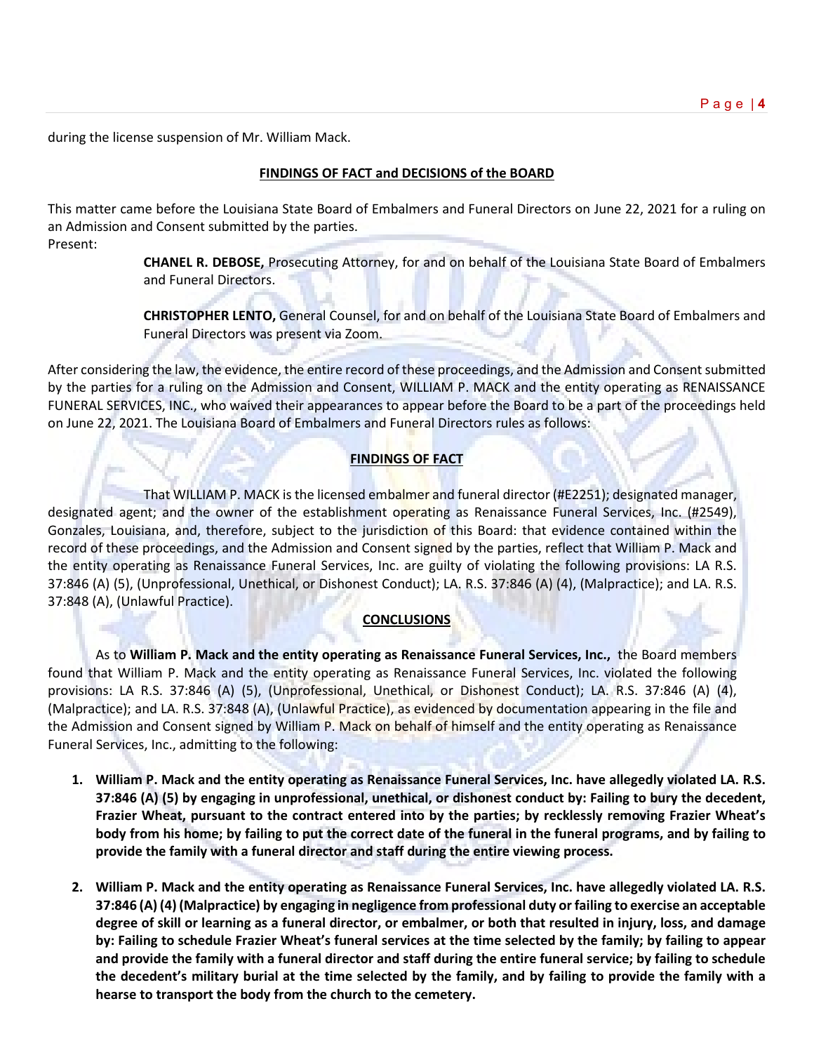during the license suspension of Mr. William Mack.

## FINDINGS OF FACT and DECISIONS of the BOARD

This matter came before the Louisiana State Board of Embalmers and Funeral Directors on June 22, 2021 for a ruling on an Admission and Consent submitted by the parties.
Present:

> **CHANEL R. DEBOSE,** Prosecuting Attorney, for and on behalf of the Louisiana State Board of Embalmers and Funeral Directors.
>
> **CHRISTOPHER LENTO,** General Counsel, for and on behalf of the Louisiana State Board of Embalmers and Funeral Directors was present via Zoom.

After considering the law, the evidence, the entire record of these proceedings, and the Admission and Consent submitted by the parties for a ruling on the Admission and Consent, WILLIAM P. MACK and the entity operating as RENAISSANCE FUNERAL SERVICES, INC., who waived their appearances to appear before the Board to be a part of the proceedings held on June 22, 2021. The Louisiana Board of Embalmers and Funeral Directors rules as follows:

## FINDINGS OF FACT

That WILLIAM P. MACK is the licensed embalmer and funeral director (#E2251); designated manager, designated agent; and the owner of the establishment operating as Renaissance Funeral Services, Inc. (#2549), Gonzales, Louisiana, and, therefore, subject to the jurisdiction of this Board: that evidence contained within the record of these proceedings, and the Admission and Consent signed by the parties, reflect that William P. Mack and the entity operating as Renaissance Funeral Services, Inc. are guilty of violating the following provisions: LA R.S. 37:846 (A) (5), (Unprofessional, Unethical, or Dishonest Conduct); LA. R.S. 37:846 (A) (4), (Malpractice); and LA. R.S. 37:848 (A), (Unlawful Practice).

## CONCLUSIONS

As to **William P. Mack and the entity operating as Renaissance Funeral Services, Inc.,** the Board members found that William P. Mack and the entity operating as Renaissance Funeral Services, Inc. violated the following provisions: LA R.S. 37:846 (A) (5), (Unprofessional, Unethical, or Dishonest Conduct); LA. R.S. 37:846 (A) (4), (Malpractice); and LA. R.S. 37:848 (A), (Unlawful Practice), as evidenced by documentation appearing in the file and the Admission and Consent signed by William P. Mack on behalf of himself and the entity operating as Renaissance Funeral Services, Inc., admitting to the following:

1. **William P. Mack and the entity operating as Renaissance Funeral Services, Inc. have allegedly violated LA. R.S. 37:846 (A) (5) by engaging in unprofessional, unethical, or dishonest conduct by: Failing to bury the decedent, Frazier Wheat, pursuant to the contract entered into by the parties; by recklessly removing Frazier Wheat's body from his home; by failing to put the correct date of the funeral in the funeral programs, and by failing to provide the family with a funeral director and staff during the entire viewing process.**

2. **William P. Mack and the entity operating as Renaissance Funeral Services, Inc. have allegedly violated LA. R.S. 37:846 (A) (4) (Malpractice) by engaging in negligence from professional duty or failing to exercise an acceptable degree of skill or learning as a funeral director, or embalmer, or both that resulted in injury, loss, and damage by: Failing to schedule Frazier Wheat's funeral services at the time selected by the family; by failing to appear and provide the family with a funeral director and staff during the entire funeral service; by failing to schedule the decedent's military burial at the time selected by the family, and by failing to provide the family with a hearse to transport the body from the church to the cemetery.**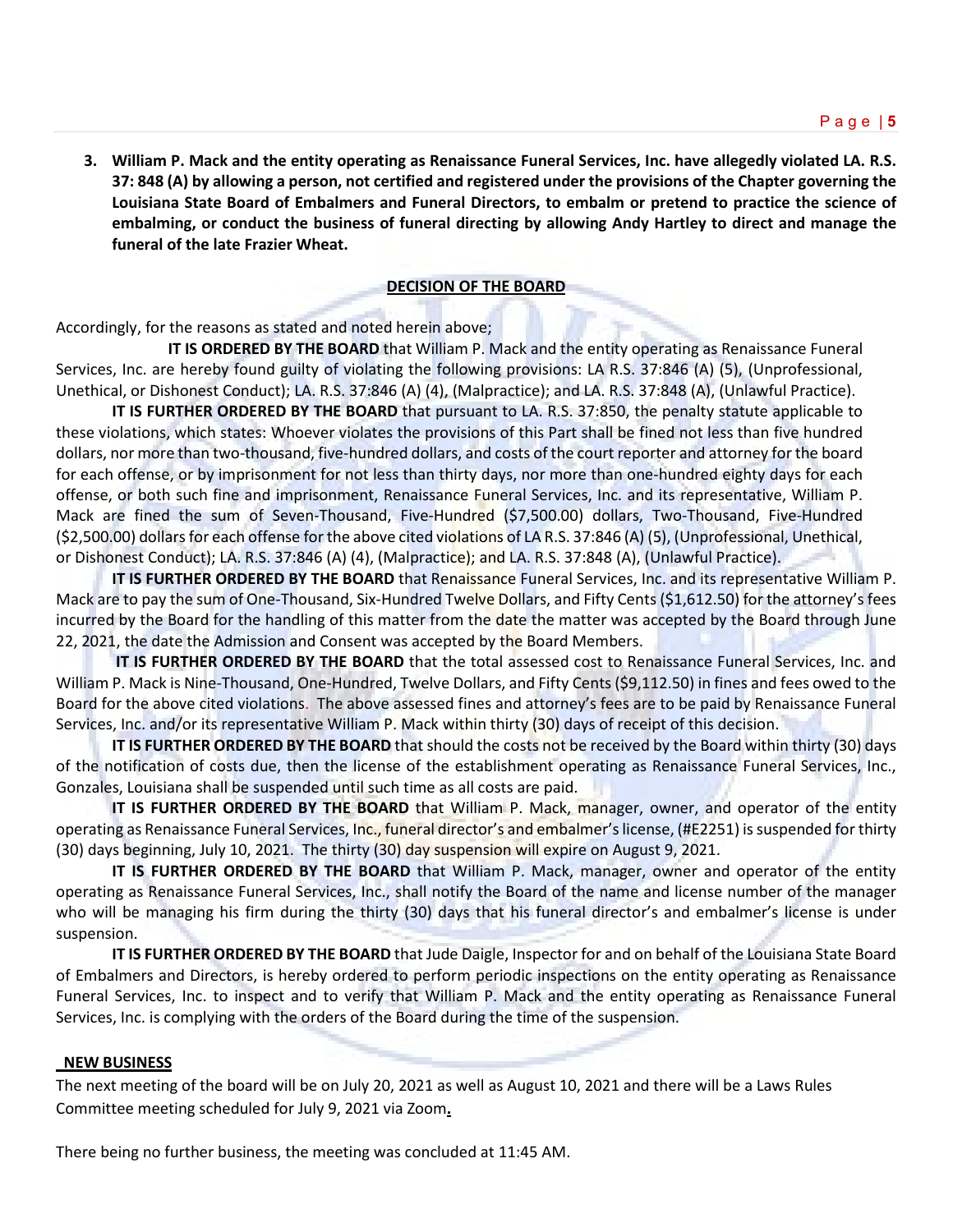3. **William P. Mack and the entity operating as Renaissance Funeral Services, Inc. have allegedly violated LA. R.S. 37: 848 (A) by allowing a person, not certified and registered under the provisions of the Chapter governing the Louisiana State Board of Embalmers and Funeral Directors, to embalm or pretend to practice the science of embalming, or conduct the business of funeral directing by allowing Andy Hartley to direct and manage the funeral of the late Frazier Wheat.**

## DECISION OF THE BOARD

Accordingly, for the reasons as stated and noted herein above;

**IT IS ORDERED BY THE BOARD** that William P. Mack and the entity operating as Renaissance Funeral Services, Inc. are hereby found guilty of violating the following provisions: LA R.S. 37:846 (A) (5), (Unprofessional, Unethical, or Dishonest Conduct); LA. R.S. 37:846 (A) (4), (Malpractice); and LA. R.S. 37:848 (A), (Unlawful Practice).

**IT IS FURTHER ORDERED BY THE BOARD** that pursuant to LA. R.S. 37:850, the penalty statute applicable to these violations, which states: Whoever violates the provisions of this Part shall be fined not less than five hundred dollars, nor more than two-thousand, five-hundred dollars, and costs of the court reporter and attorney for the board for each offense, or by imprisonment for not less than thirty days, nor more than one-hundred eighty days for each offense, or both such fine and imprisonment, Renaissance Funeral Services, Inc. and its representative, William P. Mack are fined the sum of Seven-Thousand, Five-Hundred ($7,500.00) dollars, Two-Thousand, Five-Hundred ($2,500.00) dollars for each offense for the above cited violations of LA R.S. 37:846 (A) (5), (Unprofessional, Unethical, or Dishonest Conduct); LA. R.S. 37:846 (A) (4), (Malpractice); and LA. R.S. 37:848 (A), (Unlawful Practice).

**IT IS FURTHER ORDERED BY THE BOARD** that Renaissance Funeral Services, Inc. and its representative William P. Mack are to pay the sum of One-Thousand, Six-Hundred Twelve Dollars, and Fifty Cents ($1,612.50) for the attorney's fees incurred by the Board for the handling of this matter from the date the matter was accepted by the Board through June 22, 2021, the date the Admission and Consent was accepted by the Board Members.

**IT IS FURTHER ORDERED BY THE BOARD** that the total assessed cost to Renaissance Funeral Services, Inc. and William P. Mack is Nine-Thousand, One-Hundred, Twelve Dollars, and Fifty Cents ($9,112.50) in fines and fees owed to the Board for the above cited violations. The above assessed fines and attorney's fees are to be paid by Renaissance Funeral Services, Inc. and/or its representative William P. Mack within thirty (30) days of receipt of this decision.

**IT IS FURTHER ORDERED BY THE BOARD** that should the costs not be received by the Board within thirty (30) days of the notification of costs due, then the license of the establishment operating as Renaissance Funeral Services, Inc., Gonzales, Louisiana shall be suspended until such time as all costs are paid.

**IT IS FURTHER ORDERED BY THE BOARD** that William P. Mack, manager, owner, and operator of the entity operating as Renaissance Funeral Services, Inc., funeral director's and embalmer's license, (#E2251) is suspended for thirty (30) days beginning, July 10, 2021. The thirty (30) day suspension will expire on August 9, 2021.

**IT IS FURTHER ORDERED BY THE BOARD** that William P. Mack, manager, owner and operator of the entity operating as Renaissance Funeral Services, Inc., shall notify the Board of the name and license number of the manager who will be managing his firm during the thirty (30) days that his funeral director's and embalmer's license is under suspension.

**IT IS FURTHER ORDERED BY THE BOARD** that Jude Daigle, Inspector for and on behalf of the Louisiana State Board of Embalmers and Directors, is hereby ordered to perform periodic inspections on the entity operating as Renaissance Funeral Services, Inc. to inspect and to verify that William P. Mack and the entity operating as Renaissance Funeral Services, Inc. is complying with the orders of the Board during the time of the suspension.

## NEW BUSINESS

The next meeting of the board will be on July 20, 2021 as well as August 10, 2021 and there will be a Laws Rules Committee meeting scheduled for July 9, 2021 via Zoom.

There being no further business, the meeting was concluded at 11:45 AM.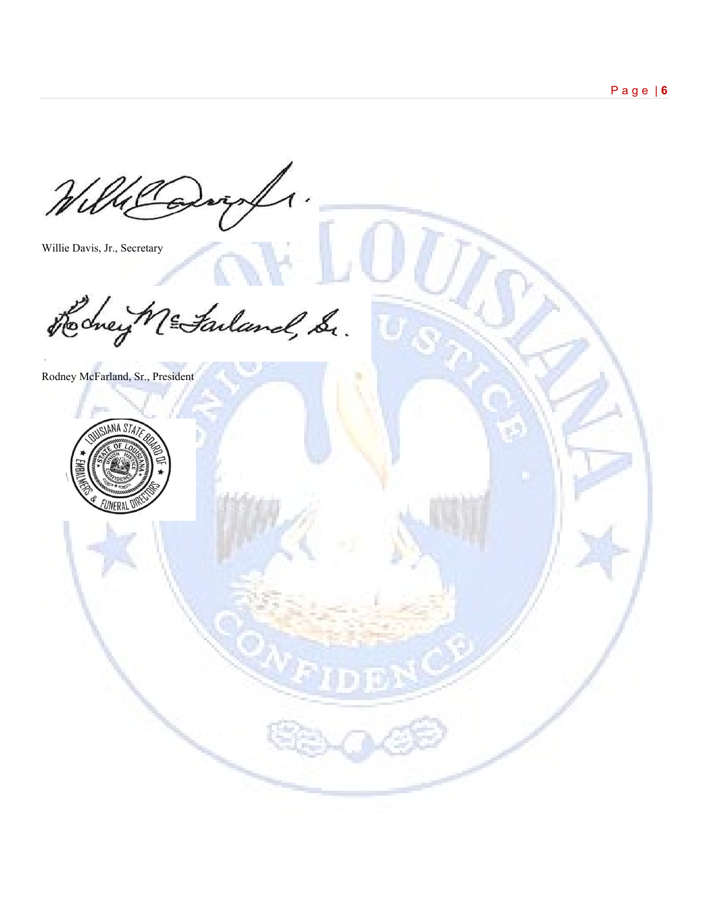Willie Davis, Jr., Secretary

Rodney McFarland, Sr., President